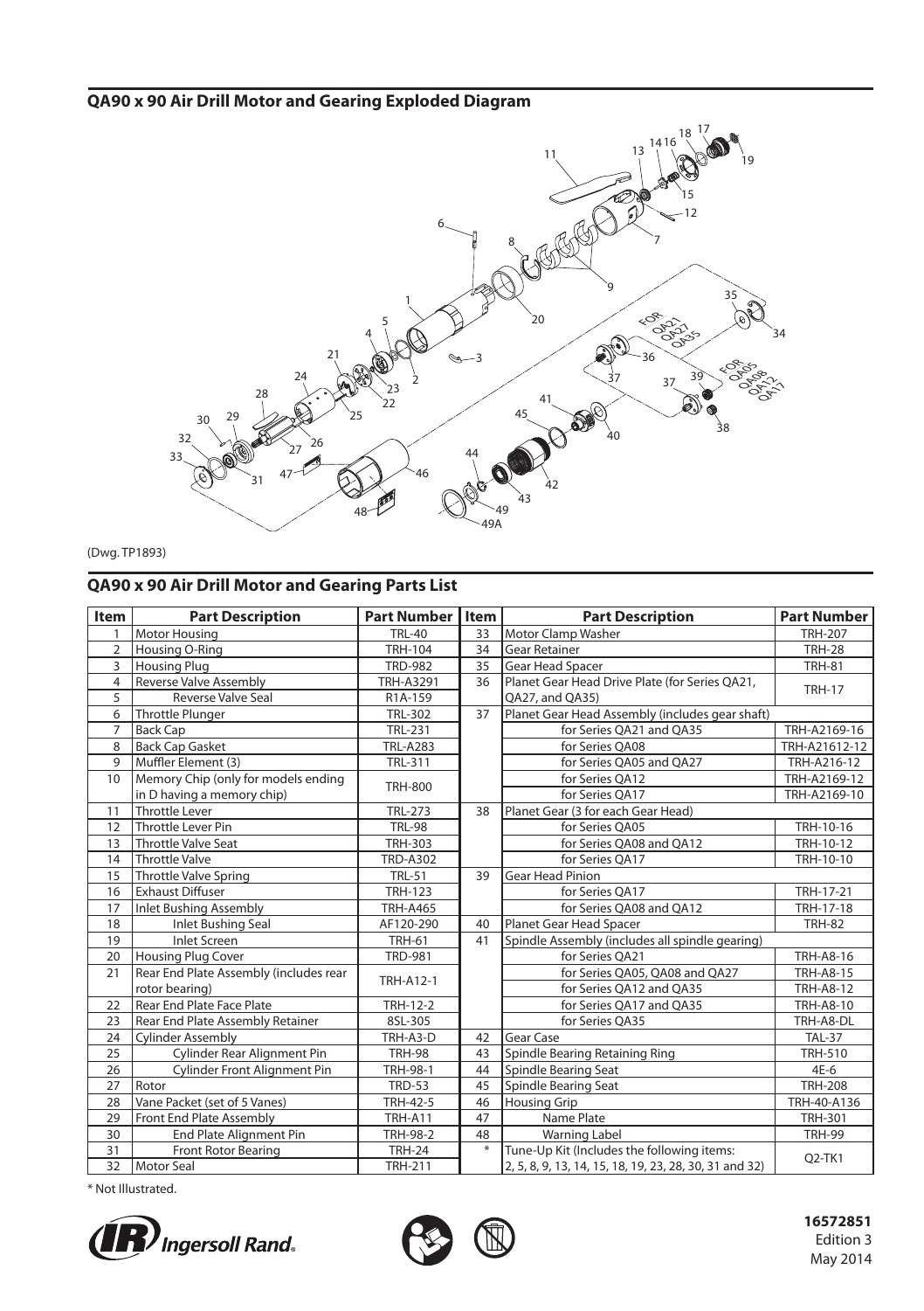## QA90 x 90 Air Drill Motor and Gearing Exploded Diagram

(Dwg. TP1893)

## QA90 x 90 Air Drill Motor and Gearing Parts List

| Item | Part Description | Part Number | Item | Part Description | Part Number |
|---|---|---|---|---|---|
| 1 | Motor Housing | TRL-40 | 33 | Motor Clamp Washer | TRH-207 |
| 2 | Housing O-Ring | TRH-104 | 34 | Gear Retainer | TRH-28 |
| 3 | Housing Plug | TRD-982 | 35 | Gear Head Spacer | TRH-81 |
| 4 | Reverse Valve Assembly | TRH-A3291 | 36 | Planet Gear Head Drive Plate (for Series QA21, QA27, and QA35) | TRH-17 |
| 5 | Reverse Valve Seal | R1A-159 | | | |
| 6 | Throttle Plunger | TRL-302 | 37 | Planet Gear Head Assembly (includes gear shaft) | |
| 7 | Back Cap | TRL-231 | | for Series QA21 and QA35 | TRH-A2169-16 |
| 8 | Back Cap Gasket | TRL-A283 | | for Series QA08 | TRH-A21612-12 |
| 9 | Muffler Element (3) | TRL-311 | | for Series QA05 and QA27 | TRH-A216-12 |
| 10 | Memory Chip (only for models ending in D having a memory chip) | TRH-800 | | for Series QA12 | TRH-A2169-12 |
| | | | | for Series QA17 | TRH-A2169-10 |
| 11 | Throttle Lever | TRL-273 | 38 | Planet Gear (3 for each Gear Head) | |
| 12 | Throttle Lever Pin | TRL-98 | | for Series QA05 | TRH-10-16 |
| 13 | Throttle Valve Seat | TRH-303 | | for Series QA08 and QA12 | TRH-10-12 |
| 14 | Throttle Valve | TRD-A302 | | for Series QA17 | TRH-10-10 |
| 15 | Throttle Valve Spring | TRL-51 | 39 | Gear Head Pinion | |
| 16 | Exhaust Diffuser | TRH-123 | | for Series QA17 | TRH-17-21 |
| 17 | Inlet Bushing Assembly | TRH-A465 | | for Series QA08 and QA12 | TRH-17-18 |
| 18 | Inlet Bushing Seal | AF120-290 | 40 | Planet Gear Head Spacer | TRH-82 |
| 19 | Inlet Screen | TRH-61 | 41 | Spindle Assembly (includes all spindle gearing) | |
| 20 | Housing Plug Cover | TRD-981 | | for Series QA21 | TRH-A8-16 |
| 21 | Rear End Plate Assembly (includes rear rotor bearing) | TRH-A12-1 | | for Series QA05, QA08 and QA27 | TRH-A8-15 |
| | | | | for Series QA12 and QA35 | TRH-A8-12 |
| 22 | Rear End Plate Face Plate | TRH-12-2 | | for Series QA17 and QA35 | TRH-A8-10 |
| 23 | Rear End Plate Assembly Retainer | 8SL-305 | | for Series QA35 | TRH-A8-DL |
| 24 | Cylinder Assembly | TRH-A3-D | 42 | Gear Case | TAL-37 |
| 25 | Cylinder Rear Alignment Pin | TRH-98 | 43 | Spindle Bearing Retaining Ring | TRH-510 |
| 26 | Cylinder Front Alignment Pin | TRH-98-1 | 44 | Spindle Bearing Seat | 4E-6 |
| 27 | Rotor | TRD-53 | 45 | Spindle Bearing Seat | TRH-208 |
| 28 | Vane Packet (set of 5 Vanes) | TRH-42-5 | 46 | Housing Grip | TRH-40-A136 |
| 29 | Front End Plate Assembly | TRH-A11 | 47 | Name Plate | TRH-301 |
| 30 | End Plate Alignment Pin | TRH-98-2 | 48 | Warning Label | TRH-99 |
| 31 | Front Rotor Bearing | TRH-24 | * | Tune-Up Kit (Includes the following items: 2, 5, 8, 9, 13, 14, 15, 18, 19, 23, 28, 30, 31 and 32) | Q2-TK1 |
| 32 | Motor Seal | TRH-211 | | | |

* Not Illustrated.

16572851
Edition 3
May 2014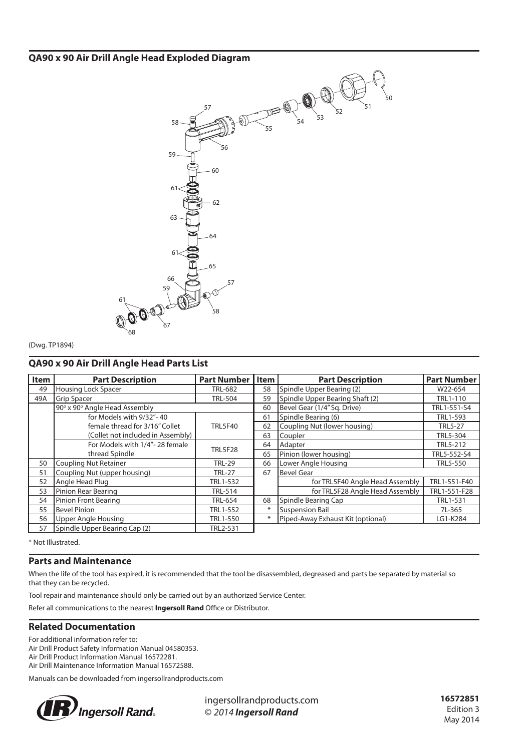## QA90 x 90 Air Drill Angle Head Exploded Diagram

50
51
52
53
54
55
56
57
58
59
60
61
62
63
64
61
65
66
59
57
61
58
67
68

(Dwg. TP1894)

## QA90 x 90 Air Drill Angle Head Parts List

| Item | Part Description | Part Number | Item | Part Description | Part Number |
|---|---|---|---|---|---|
| 49 | Housing Lock Spacer | TRL-682 | 58 | Spindle Upper Bearing (2) | W22-654 |
| 49A | Grip Spacer | TRL-504 | 59 | Spindle Upper Bearing Shaft (2) | TRL1-110 |
| | 90° x 90° Angle Head Assembly | | 60 | Bevel Gear (1/4" Sq. Drive) | TRL1-551-S4 |
| | for Models with 9/32"- 40 female thread for 3/16" Collet (Collet not included in Assembly) | TRL5F40 | 61 | Spindle Bearing (6) | TRL1-593 |
| | | | 62 | Coupling Nut (lower housing) | TRL5-27 |
| | | | 63 | Coupler | TRL5-304 |
| | For Models with 1/4"- 28 female thread Spindle | TRL5F28 | 64 | Adapter | TRL5-212 |
| | | | 65 | Pinion (lower housing) | TRL5-552-S4 |
| 50 | Coupling Nut Retainer | TRL-29 | 66 | Lower Angle Housing | TRL5-550 |
| 51 | Coupling Nut (upper housing) | TRL-27 | 67 | Bevel Gear | |
| 52 | Angle Head Plug | TRL1-532 | | for TRL5F40 Angle Head Assembly | TRL1-551-F40 |
| 53 | Pinion Rear Bearing | TRL-514 | | for TRL5F28 Angle Head Assembly | TRL1-551-F28 |
| 54 | Pinion Front Bearing | TRL-654 | 68 | Spindle Bearing Cap | TRL1-531 |
| 55 | Bevel Pinion | TRL1-552 | * | Suspension Bail | 7L-365 |
| 56 | Upper Angle Housing | TRL1-550 | * | Piped-Away Exhaust Kit (optional) | LG1-K284 |
| 57 | Spindle Upper Bearing Cap (2) | TRL2-531 | | | |

* Not Illustrated.

## Parts and Maintenance

When the life of the tool has expired, it is recommended that the tool be disassembled, degreased and parts be separated by material so that they can be recycled.

Tool repair and maintenance should only be carried out by an authorized Service Center.

Refer all communications to the nearest **Ingersoll Rand** Office or Distributor.

## Related Documentation

For additional information refer to:
Air Drill Product Safety Information Manual 04580353.
Air Drill Product Information Manual 16572281.
Air Drill Maintenance Information Manual 16572588.

Manuals can be downloaded from ingersollrandproducts.com

ingersollrandproducts.com
© 2014 ***Ingersoll Rand***

**16572851**
Edition 3
May 2014